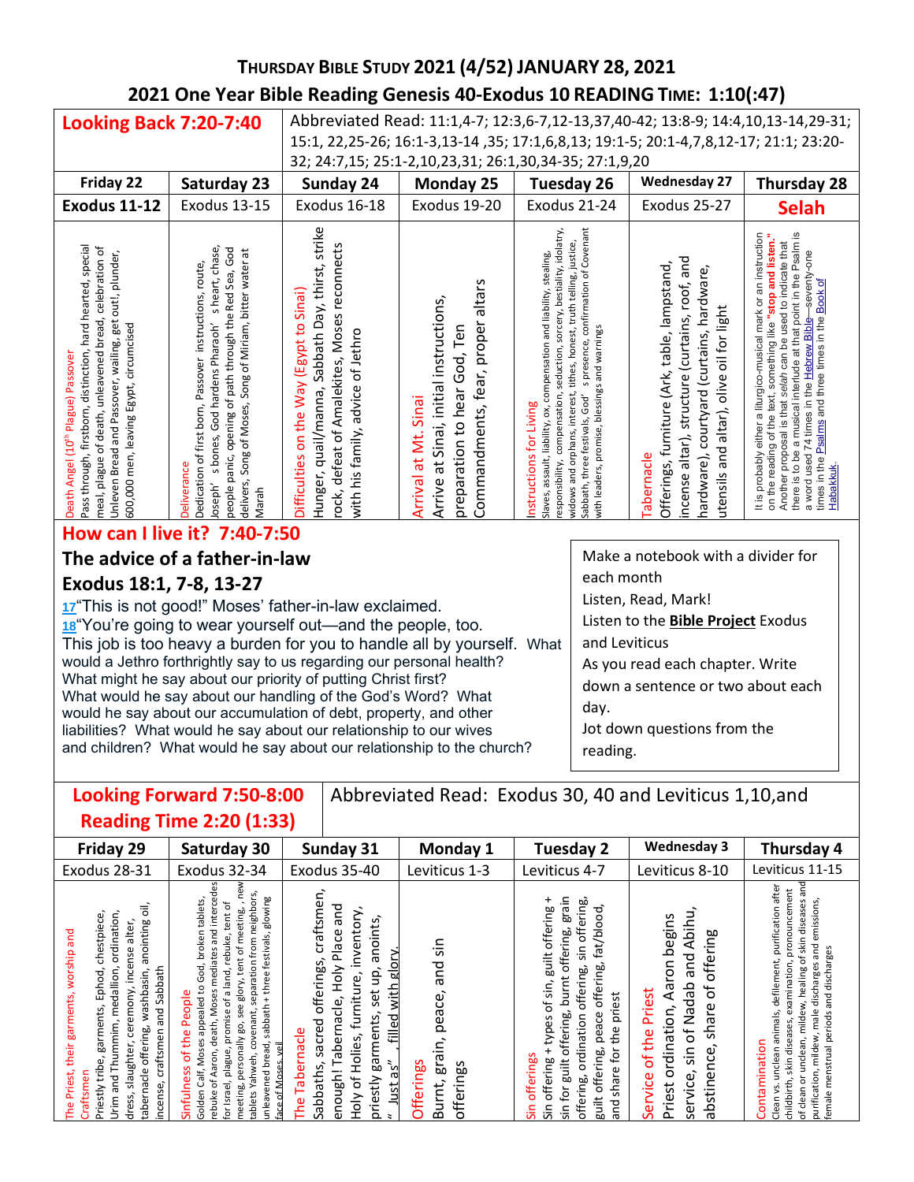# THURSDAY BIBLE STUDY 2021 (4/52) JANUARY 28, 2021

## 2021 One Year Bible Reading Genesis 40-Exodus 10 READING TIME: 1:10(:47)

**Looking Back 7:20-7:40**

Abbreviated Read: 11:1,4-7; 12:3,6-7,12-13,37,40-42; 13:8-9; 14:4,10,13-14,29-31; 15:1, 22,25-26; 16:1-3,13-14 ,35; 17:1,6,8,13; 19:1-5; 20:1-4,7,8,12-17; 21:1; 23:20-32; 24:7,15; 25:1-2,10,23,31; 26:1,30,34-35; 27:1,9,20

| Friday 22 | Saturday 23 | Sunday 24 | Monday 25 | Tuesday 26 | Wednesday 27 | Thursday 28 |
|---|---|---|---|---|---|---|
| Exodus 11-12 | Exodus 13-15 | Exodus 16-18 | Exodus 19-20 | Exodus 21-24 | Exodus 25-27 | Selah |
| Death Angel (10th Plague) Passover<br>Pass through, firstborn, distinction, hard hearted, special meal, plague of death, unleavened bread, celebration of Unleven Bread and Passover, wailing, get out!, plunder, 600,000 men, leaving Egypt, circumcised | Deliverance<br>Dedication of first born, Passover instructions, route, Joseph's bones, God hardens Pharaoh's heart, chase, people panic, opening of path through the Red Sea, God delivers, Song of Moses, Song of Miriam, bitter water at Marah | Difficulties on the Way (Egypt to Sinai)<br>Hunger, quail/manna, Sabbath Day, thirst, strike rock, defeat of Amalekites, Moses reconnects with his family, advice of Jethro | Arrival at Mt. Sinai<br>Arrive at Sinai, initial instructions, preparation to hear God, Ten Commandments, fear, proper altars | Instructions for Living<br>Slaves, assault, liability, ox, compensation and liability, stealing, responsibility, compensation, seduction, sorcery, bestiality, idolatry, widows and orphans, interest, tithes, honest, truth telling, justice, Sabbath, three festivals, God's presence, confirmation of Covenant with leaders, promise, blessings and warnings | Tabernacle<br>Offerings, furniture (Ark, table, lampstand, incense altar), structure (curtains, roof, and hardware), courtyard (curtains, hardware, utensils and altar), olive oil for light | It is probably either a liturgico-musical mark or an instruction on the reading of the text, something like **"stop and listen."** Another proposal is that *selah* can be used to indicate that there is to be a musical interlude at that point in the Psalm is a word used 74 times in the Hebrew Bible—seventy-one times in the Psalms and three times in the Book of Habakkuk. |

**How can I live it? 7:40-7:50**

### The advice of a father-in-law

### Exodus 18:1, 7-8, 13-27

17 "This is not good!" Moses' father-in-law exclaimed.
18 "You're going to wear yourself out—and the people, too.
This job is too heavy a burden for you to handle all by yourself. What would a Jethro forthrightly say to us regarding our personal health? What might he say about our priority of putting Christ first? What would he say about our handling of the God's Word? What would he say about our accumulation of debt, property, and other liabilities? What would he say about our relationship to our wives and children? What would he say about our relationship to the church?

Make a notebook with a divider for each month
Listen, Read, Mark!
Listen to the **Bible Project** Exodus and Leviticus
As you read each chapter. Write down a sentence or two about each day.
Jot down questions from the reading.

**Looking Forward 7:50-8:00**
**Reading Time 2:20 (1:33)**

Abbreviated Read: Exodus 30, 40 and Leviticus 1,10,and

| Friday 29 | Saturday 30 | Sunday 31 | Monday 1 | Tuesday 2 | Wednesday 3 | Thursday 4 |
|---|---|---|---|---|---|---|
| Exodus 28-31 | Exodus 32-34 | Exodus 35-40 | Leviticus 1-3 | Leviticus 4-7 | Leviticus 8-10 | Leviticus 11-15 |
| The Priest, their garments, worship and Craftsmen<br>Priestly tribe, garments, Ephod, chestpiece, Urim and Thummim, medallion, ordination, dress, slaughter, ceremony, incense alter, tabernacle offering, washbasin, anointing oil, incense, craftsmen and Sabbath | Sinfulness of the People<br>Golden Calf, Moses appealed to God, broken tablets, rebuke of Aaron, death, Moses mediates and intercedes for Israel, plague, promise of a land, rebuke, tent of meeting, personally go, see glory, tent of meeting, , new tablets Yahweh, covenant, separation from neighbors, unleavened bread, sabbath + three festivals, glowing face of Moses, veil | The Tabernacle<br>Sabbaths, sacred offerings, craftsmen, enough! Tabernacle, Holy Place and Holy of Holies, furniture, inventory, priestly garments, set up, anoints, "Just as", filled with glory. | Offerings<br>Burnt, grain, peace, and sin offerings | Sin offerings<br>Sin offering + types of sin, guilt offering + sin for guilt offering, burnt offering, grain offering, ordination offering, sin offering, guilt offering, peace offering, fat/blood, and share for the priest | Service of the Priest<br>Priest ordination, Aaron begins service, sin of Nadab and Abihu, abstinence, share of offering | Contamination<br>Clean vs. unclean animals, defilement, purification after childbirth, skin diseases, examination, pronouncement of clean or unclean, mildew, healing of skin diseases and purification, mildew, male discharges and emissions, female menstrual periods and discharges |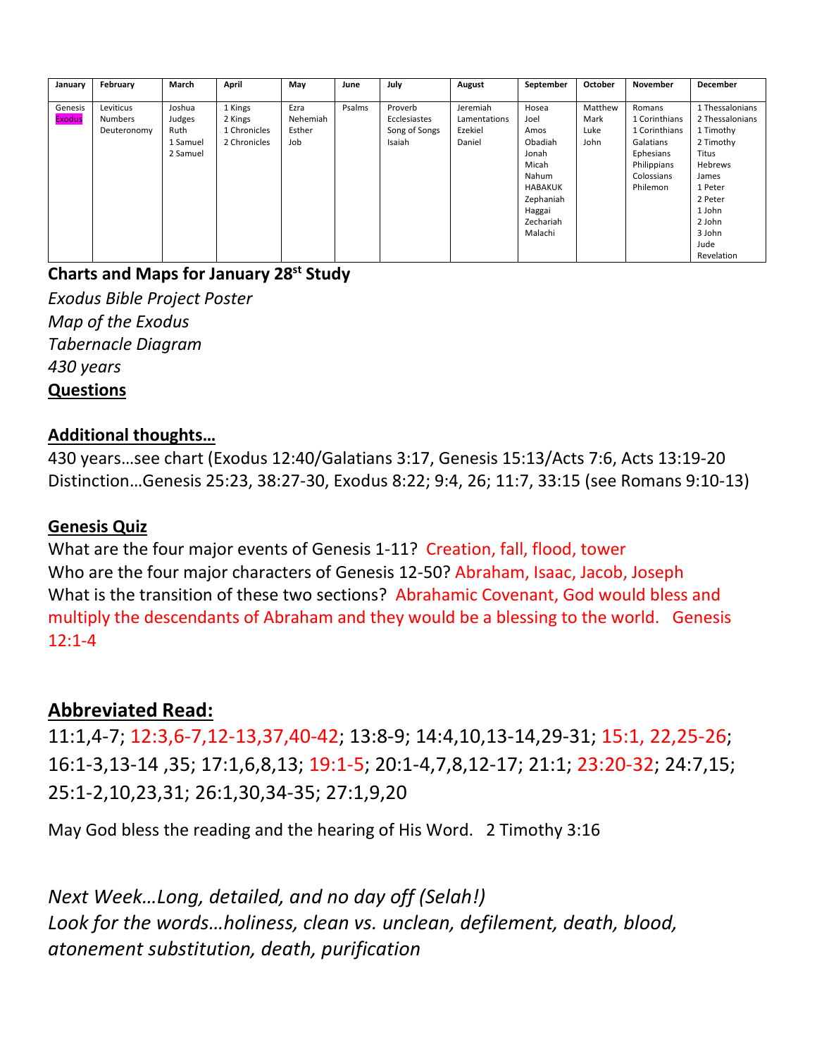| January | February | March | April | May | June | July | August | September | October | November | December |
|---|---|---|---|---|---|---|---|---|---|---|---|
| Genesis<br>Exodus | Leviticus<br>Numbers<br>Deuteronomy | Joshua<br>Judges<br>Ruth<br>1 Samuel<br>2 Samuel | 1 Kings<br>2 Kings<br>1 Chronicles<br>2 Chronicles | Ezra<br>Nehemiah<br>Esther<br>Job | Psalms | Proverb<br>Ecclesiastes<br>Song of Songs<br>Isaiah | Jeremiah<br>Lamentations<br>Ezekiel<br>Daniel | Hosea<br>Joel<br>Amos<br>Obadiah<br>Jonah<br>Micah<br>Nahum<br>HABAKUK<br>Zephaniah<br>Haggai<br>Zechariah<br>Malachi | Matthew<br>Mark<br>Luke<br>John | Romans<br>1 Corinthians<br>1 Corinthians<br>Galatians<br>Ephesians<br>Philippians<br>Colossians<br>Philemon | 1 Thessalonians<br>2 Thessalonians<br>1 Timothy<br>2 Timothy<br>Titus<br>Hebrews<br>James<br>1 Peter<br>2 Peter<br>1 John<br>2 John<br>3 John<br>Jude<br>Revelation |

**Charts and Maps for January 28st Study**

*Exodus Bible Project Poster*
*Map of the Exodus*
*Tabernacle Diagram*
*430 years*

**Questions**

**Additional thoughts…**

430 years…see chart (Exodus 12:40/Galatians 3:17, Genesis 15:13/Acts 7:6, Acts 13:19-20
Distinction…Genesis 25:23, 38:27-30, Exodus 8:22; 9:4, 26; 11:7, 33:15 (see Romans 9:10-13)

**Genesis Quiz**

What are the four major events of Genesis 1-11? Creation, fall, flood, tower
Who are the four major characters of Genesis 12-50? Abraham, Isaac, Jacob, Joseph
What is the transition of these two sections? Abrahamic Covenant, God would bless and multiply the descendants of Abraham and they would be a blessing to the world. Genesis 12:1-4

## Abbreviated Read:

11:1,4-7; 12:3,6-7,12-13,37,40-42; 13:8-9; 14:4,10,13-14,29-31; 15:1, 22,25-26; 16:1-3,13-14 ,35; 17:1,6,8,13; 19:1-5; 20:1-4,7,8,12-17; 21:1; 23:20-32; 24:7,15; 25:1-2,10,23,31; 26:1,30,34-35; 27:1,9,20

May God bless the reading and the hearing of His Word. 2 Timothy 3:16

*Next Week…Long, detailed, and no day off (Selah!)*
*Look for the words…holiness, clean vs. unclean, defilement, death, blood, atonement substitution, death, purification*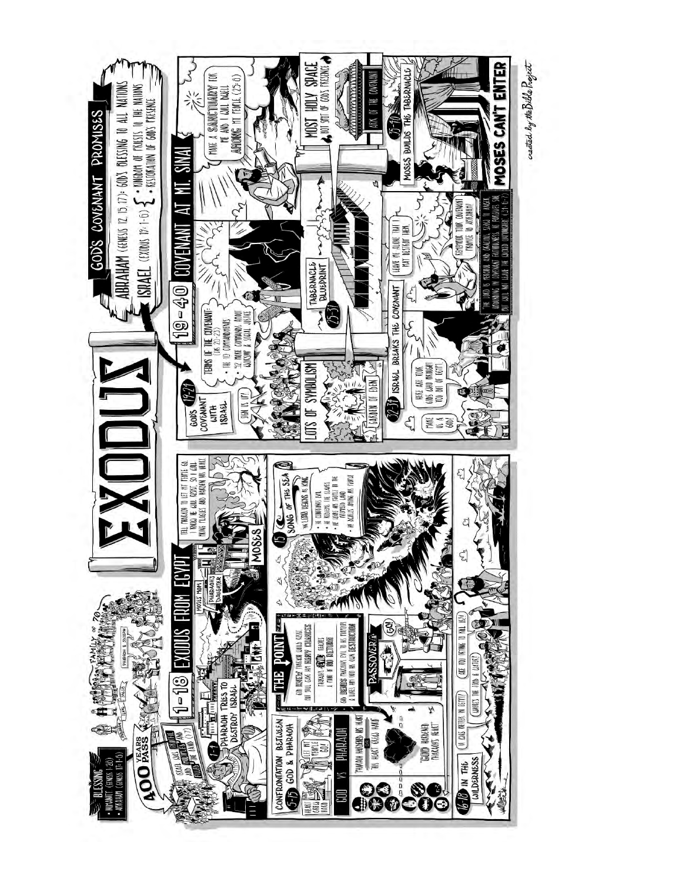# EXODUS

## 1-18 EXODUS FROM EGYPT

**BLESSING**
- HUMANITY (GENESIS 1:28)
- ABRAHAM (GENESIS 17:1-6)

FAMILY OF 70

ABRAHAM · ISAAC · JACOB · PHARAOH & JOSEPH

**400 YEARS PASS**

ISRAEL WAS FRUITFUL AND MULTIPLIED AND FILLED THE LAND (1:7)

**1-4** PHARAOH TRIES TO DESTROY ISRAEL

MOSES' MOM · PHARAOH'S DAUGHTER · MOSES

"TELL PHARAOH TO LET MY PEOPLE GO. I KNOW HE WILL RESIST, SO I WILL BRING PLAGUES AND HARDEN HIS HEART"

### 5-15 CONFRONTATION BETWEEN GOD & PHARAOH

HEART GREW HARD

"LET MY PEOPLE GO!"

**GOD VS PHARAOH**

"PHARAOH HARDENED HIS HEART" OR "HIS HEART GREW HARD"

"GOD HARDENED PHARAOH'S HEART"

**THE POINT**
- GOD RESTRAINS PHARAOH'S EVIL BUT GIVES HIM MANY CHANCES
- PHARAOH'S PRIDE REACHES A POINT OF NO RETURN
- GOD RELEASES PHARAOH'S EVIL TO HIS PURPOSE & LURES HIM INTO HIS OWN DESTRUCTION

**PASSOVER**

"GO!"

### 15 SONG OF THE SEA

THE LORD REIGNS AS KING
- HE CONFRONTS EVIL
- HE REDEEMS THE SLAVES
- HE LEADS HIS PEOPLE TO THE PROMISED LAND
- HE DWELLS AMONG HIS PEOPLE

### 16-18 IN THE WILDERNESS

"IT WAS BETTER IN EGYPT!"

"WHERE'S THE FOOD & WATER?"

"ARE YOU TRYING TO KILL US?!"

## GOD'S COVENANT PROMISES

- **ABRAHAM** (GENESIS 12, 15, 17): GOD'S BLESSING TO ALL NATIONS
- **ISRAEL** (EXODUS 19:1-6): KINGDOM OF PRIESTS TO THE NATIONS; RESTORATION OF GOD'S PRESENCE

## 19-40 COVENANT AT MT. SINAI

**19-24** GOD'S COVENANT WITH ISRAEL

"SIGN US UP!"

TERMS OF THE COVENANT (CH. 20-23):
- THE 10 COMMANDMENTS
- 52 MORE COMMANDS ABOUT WORSHIP & SOCIAL JUSTICE

**25-31** TABERNACLE BLUEPRINT

LOTS OF SYMBOLISM

GARDEN OF EDEN

"MAKE A SANCTUARY FOR ME AND I WILL DWELL AMONG MY PEOPLE (25:8)"

**MOST HOLY SPACE** — HOT SPOT OF GOD'S PRESENCE

ARK OF THE COVENANT

**32-34** ISRAEL BREAKS THE COVENANT

"MAKE US A GOD!"

"HERE ARE YOUR GODS WHO BROUGHT YOU OUT OF EGYPT!"

"LEAVE ME ALONE THAT I MAY DESTROY THEM."

"REMEMBER YOUR COVENANT PROMISE TO ABRAHAM!"

THE LORD IS MERCIFUL AND GRACIOUS, SLOW TO ANGER, ABOUNDING IN COVENANT FAITHFULNESS, HE FORGIVES SIN, BUT WILL NOT LEAVE THE GUILTY UNPUNISHED (34:6-7)

**35-40** MOSES BUILDS THE TABERNACLE

**MOSES CAN'T ENTER**

*created by the Bible Project*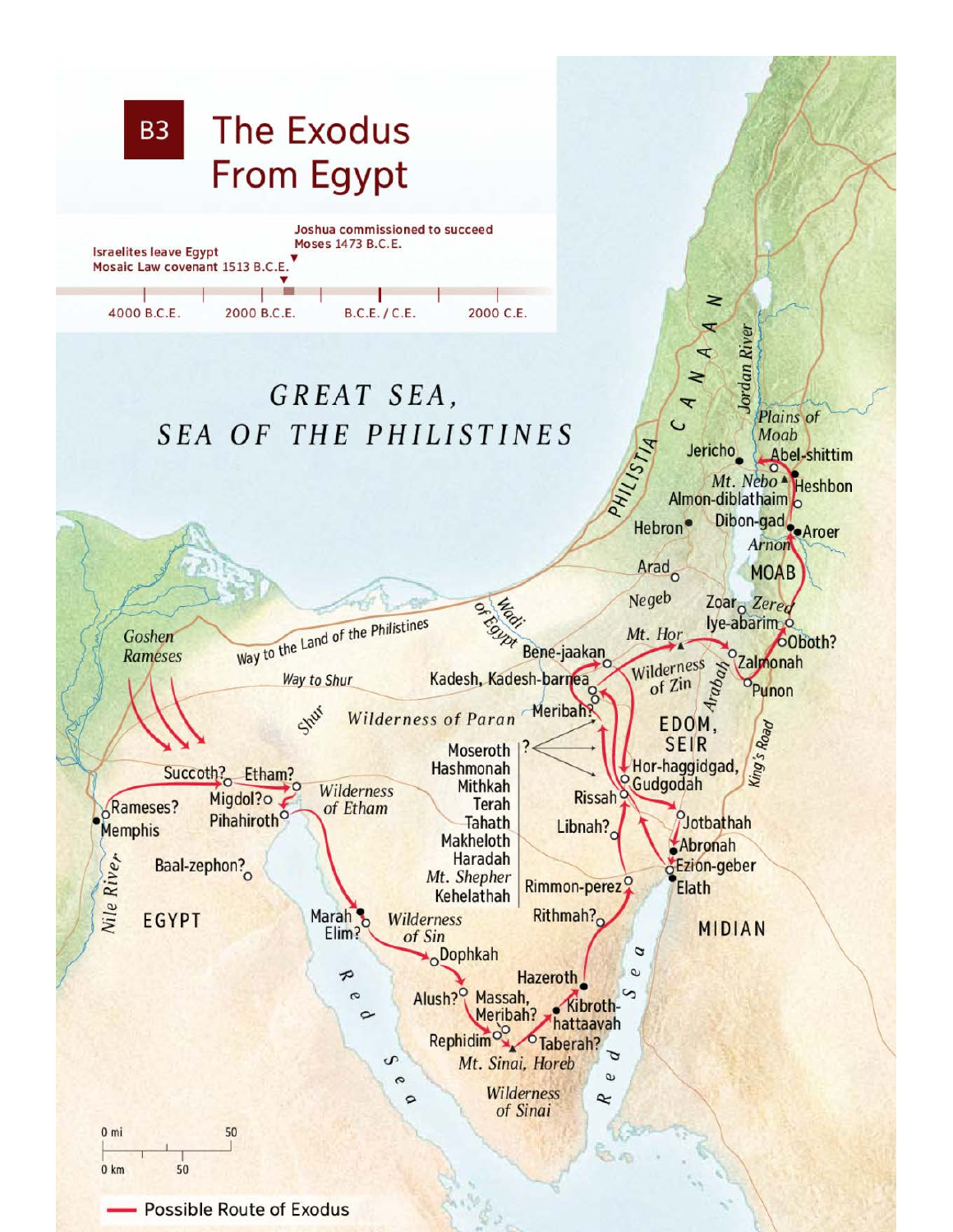# B3 The Exodus From Egypt

Israelites leave Egypt
Mosaic Law covenant 1513 B.C.E.

Joshua commissioned to succeed Moses 1473 B.C.E.

4000 B.C.E. | 2000 B.C.E. | B.C.E. / C.E. | 2000 C.E.

*GREAT SEA, SEA OF THE PHILISTINES*

CANAAN

PHILISTIA

Jordan River

*Plains of Moab*

Jericho

Abel-shittim

*Mt. Nebo*

Heshbon

Almon-diblathaim

Hebron

Dibon-gad

Aroer

*Arnon*

Arad

MOAB

*Negeb*

Zoar

*Zered*

Iye-abarim

*Wadi of Egypt*

*Mt. Hor*

Oboth?

Goshen

Rameses

Way to the Land of the Philistines

Way to Shur

Bene-jaakan

Kadesh, Kadesh-barnea

*Wilderness of Zin*

Zalmonah

*Arabah*

Punon

*Shur*

*Wilderness of Paran*

Meribah?

EDOM, SEIR

Moseroth

Hashmonah

Mithkah

Terah

Tahath

Makheloth

Haradah

*Mt. Shepher*

Kehelathah

Hor-haggidgad, Gudgodah

King's Road

Succoth?

Etham?

Migdol?

Pihahiroth

*Wilderness of Etham*

Rissah

Rameses?

Memphis

Libnah?

Jotbathah

Abronah

Ezion-geber

Baal-zephon?

Rimmon-perez

Elath

Nile River

EGYPT

Marah

Elim?

*Wilderness of Sin*

Rithmah?

MIDIAN

Dophkah

Hazeroth

Red Sea

Alush?

Massah, Meribah?

Kibroth-hattaavah

Rephidim

Taberah?

*Mt. Sinai, Horeb*

*Wilderness of Sinai*

Red Sea

0 mi — 50

0 km — 50

Possible Route of Exodus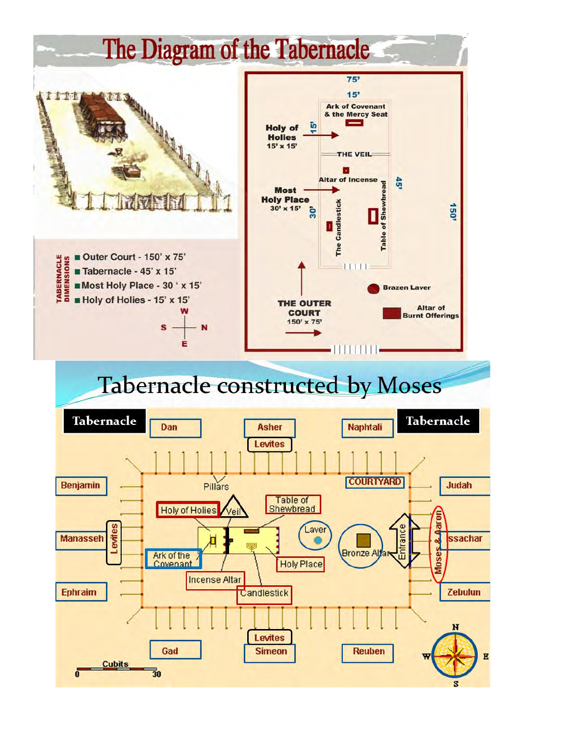# The Diagram of the Tabernacle

75'

15'

Ark of Covenant & the Mercy Seat

Holy of Holies 15' x 15'

15'

THE VEIL

Altar of Incense

Most Holy Place 30' x 15'

30'

45'

The Candlestick

Table of Shewbread

150'

Brazen Laver

Altar of Burnt Offerings

THE OUTER COURT 150' x 75'

**TABERNACLE DIMENSIONS**

- Outer Court - 150' x 75'
- Tabernacle - 45' x 15'
- Most Holy Place - 30 ' x 15'
- Holy of Holies - 15' x 15'

W S N E

# Tabernacle constructed by Moses

Tabernacle | Dan | Asher | Naphtali | Tabernacle

Levites

Benjamin | Pillars | COURTYARD | Judah

Holy of Holies | Veil | Table of Shewbread

Manasseh | Levites | Laver | Bronze Altar | Entrance | Moses & Aaron | Issachar

Ark of the Covenant | Holy Place

Incense Altar | Candlestick

Ephraim | Zebulun

Levites

Gad | Simeon | Reuben

Cubits 0 30

N W E S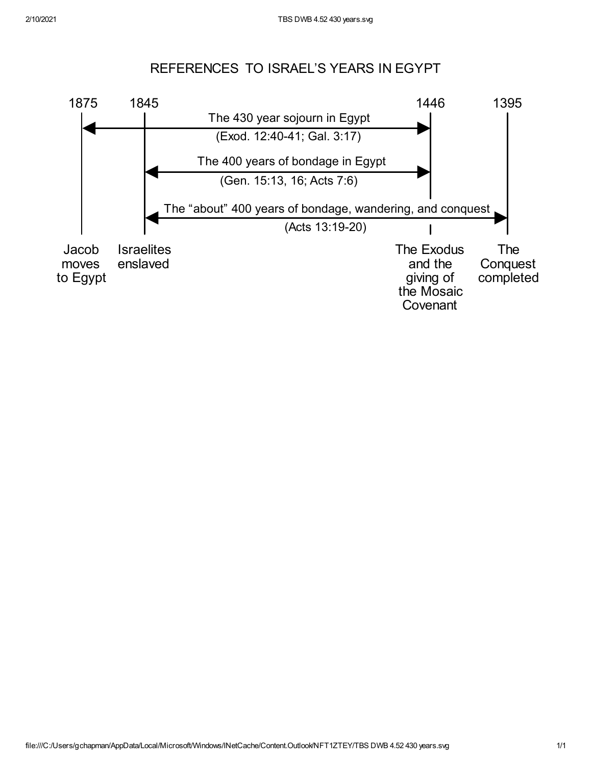# REFERENCES TO ISRAEL'S YEARS IN EGYPT

1875
1845
1446
1395

The 430 year sojourn in Egypt
(Exod. 12:40-41; Gal. 3:17)

The 400 years of bondage in Egypt
(Gen. 15:13, 16; Acts 7:6)

The "about" 400 years of bondage, wandering, and conquest
(Acts 13:19-20)

Jacob moves to Egypt

Israelites enslaved

The Exodus and the giving of the Mosaic Covenant

The Conquest completed